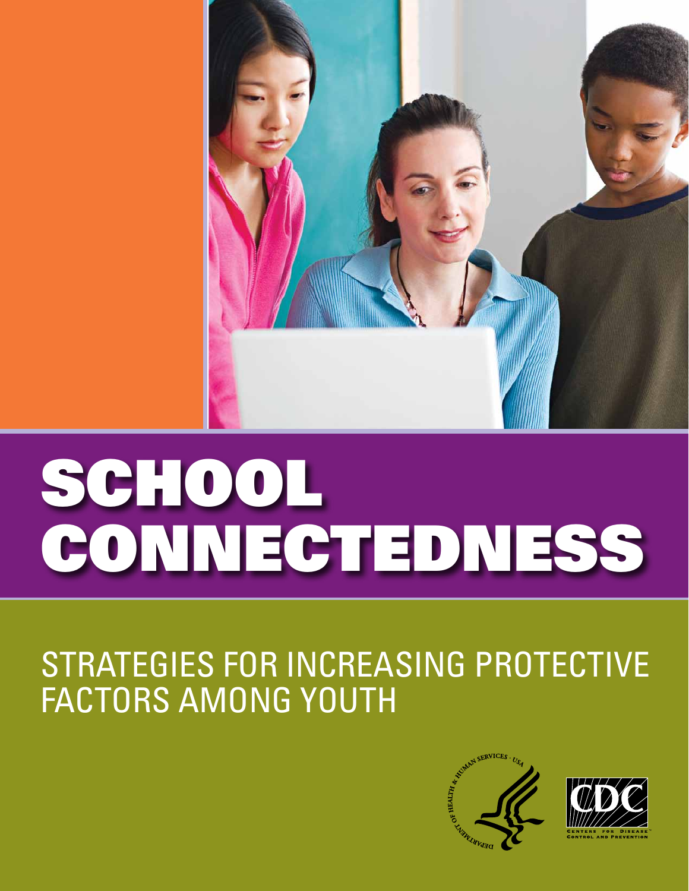# SCHOOL CONNECTEDNESS

## STRATEGIES FOR INCREASING PROTECTIVE FACTORS AMONG YOUTH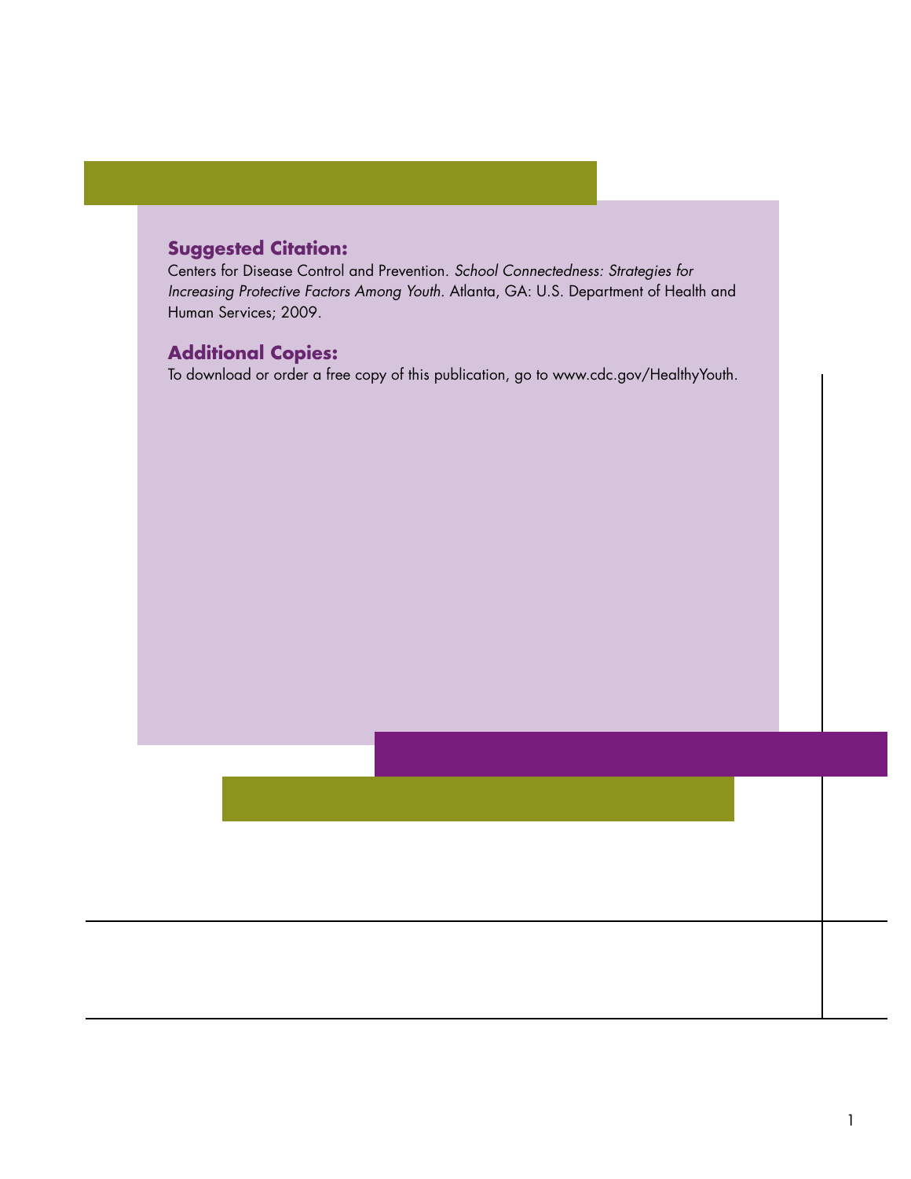**Suggested Citation:**

Centers for Disease Control and Prevention. *School Connectedness: Strategies for Increasing Protective Factors Among Youth.* Atlanta, GA: U.S. Department of Health and Human Services; 2009.

**Additional Copies:**

To download or order a free copy of this publication, go to www.cdc.gov/HealthyYouth.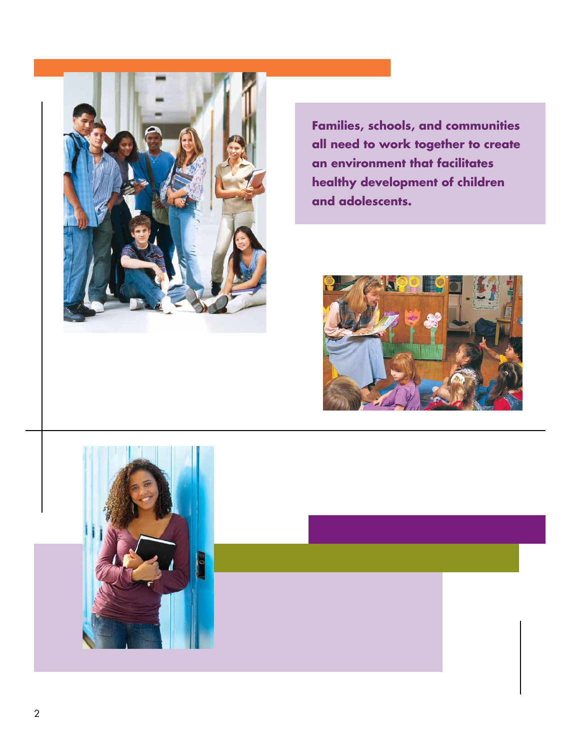**Families, schools, and communities all need to work together to create an environment that facilitates healthy development of children and adolescents.**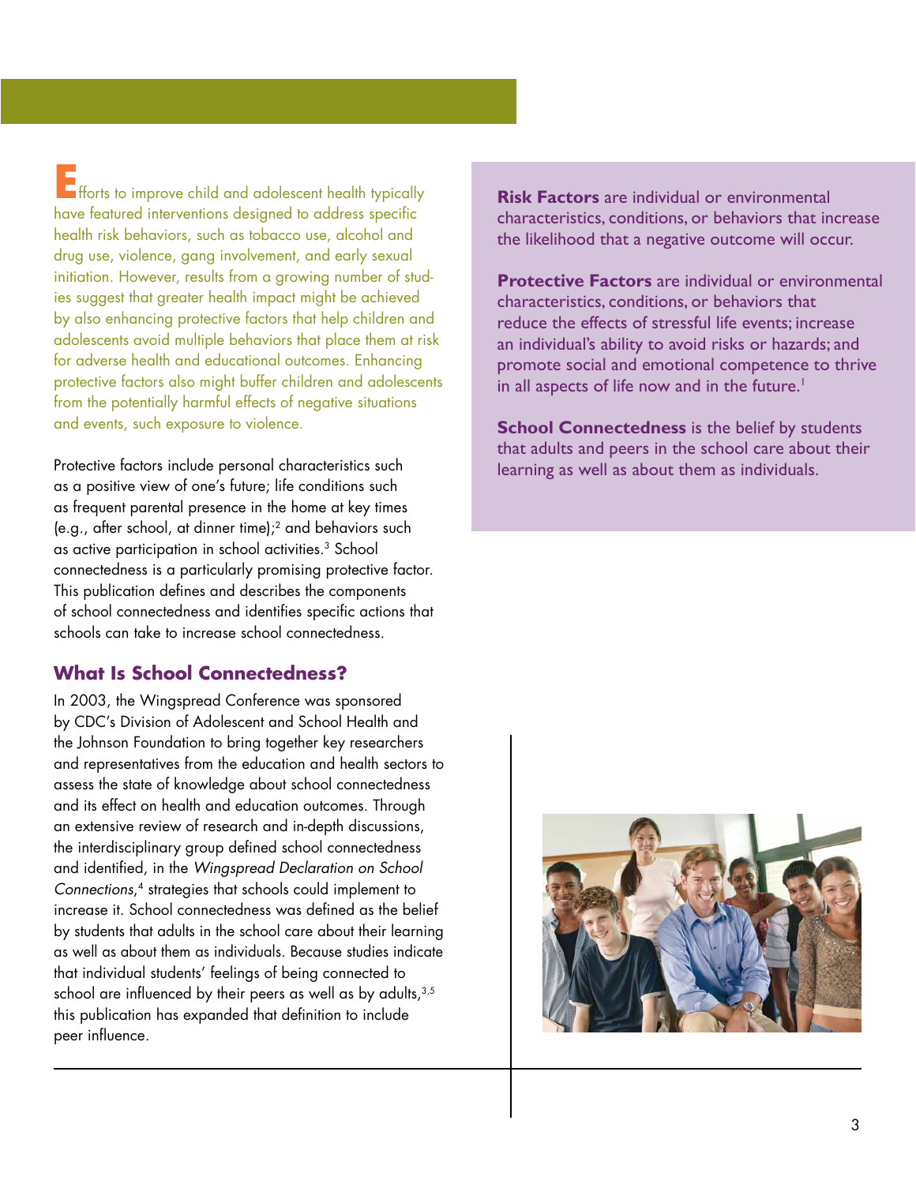Efforts to improve child and adolescent health typically have featured interventions designed to address specific health risk behaviors, such as tobacco use, alcohol and drug use, violence, gang involvement, and early sexual initiation. However, results from a growing number of studies suggest that greater health impact might be achieved by also enhancing protective factors that help children and adolescents avoid multiple behaviors that place them at risk for adverse health and educational outcomes. Enhancing protective factors also might buffer children and adolescents from the potentially harmful effects of negative situations and events, such exposure to violence.

Protective factors include personal characteristics such as a positive view of one's future; life conditions such as frequent parental presence in the home at key times (e.g., after school, at dinner time);[2] and behaviors such as active participation in school activities.[3] School connectedness is a particularly promising protective factor. This publication defines and describes the components of school connectedness and identifies specific actions that schools can take to increase school connectedness.

## What Is School Connectedness?

In 2003, the Wingspread Conference was sponsored by CDC's Division of Adolescent and School Health and the Johnson Foundation to bring together key researchers and representatives from the education and health sectors to assess the state of knowledge about school connectedness and its effect on health and education outcomes. Through an extensive review of research and in-depth discussions, the interdisciplinary group defined school connectedness and identified, in the *Wingspread Declaration on School Connections*,[4] strategies that schools could implement to increase it. School connectedness was defined as the belief by students that adults in the school care about their learning as well as about them as individuals. Because studies indicate that individual students' feelings of being connected to school are influenced by their peers as well as by adults,[3,5] this publication has expanded that definition to include peer influence.

**Risk Factors** are individual or environmental characteristics, conditions, or behaviors that increase the likelihood that a negative outcome will occur.

**Protective Factors** are individual or environmental characteristics, conditions, or behaviors that reduce the effects of stressful life events; increase an individual's ability to avoid risks or hazards; and promote social and emotional competence to thrive in all aspects of life now and in the future.[1]

**School Connectedness** is the belief by students that adults and peers in the school care about their learning as well as about them as individuals.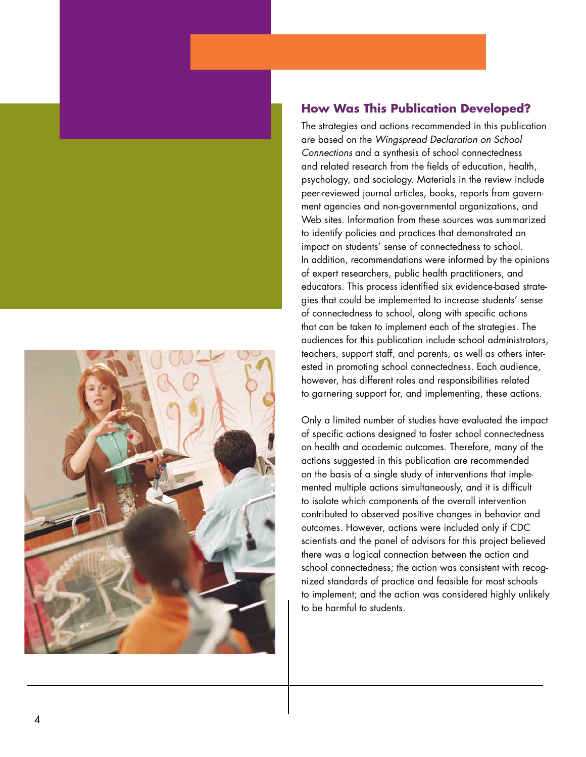## How Was This Publication Developed?

The strategies and actions recommended in this publication are based on the *Wingspread Declaration on School Connections* and a synthesis of school connectedness and related research from the fields of education, health, psychology, and sociology. Materials in the review include peer-reviewed journal articles, books, reports from government agencies and non-governmental organizations, and Web sites. Information from these sources was summarized to identify policies and practices that demonstrated an impact on students' sense of connectedness to school. In addition, recommendations were informed by the opinions of expert researchers, public health practitioners, and educators. This process identified six evidence-based strategies that could be implemented to increase students' sense of connectedness to school, along with specific actions that can be taken to implement each of the strategies. The audiences for this publication include school administrators, teachers, support staff, and parents, as well as others interested in promoting school connectedness. Each audience, however, has different roles and responsibilities related to garnering support for, and implementing, these actions.

Only a limited number of studies have evaluated the impact of specific actions designed to foster school connectedness on health and academic outcomes. Therefore, many of the actions suggested in this publication are recommended on the basis of a single study of interventions that implemented multiple actions simultaneously, and it is difficult to isolate which components of the overall intervention contributed to observed positive changes in behavior and outcomes. However, actions were included only if CDC scientists and the panel of advisors for this project believed there was a logical connection between the action and school connectedness; the action was consistent with recognized standards of practice and feasible for most schools to implement; and the action was considered highly unlikely to be harmful to students.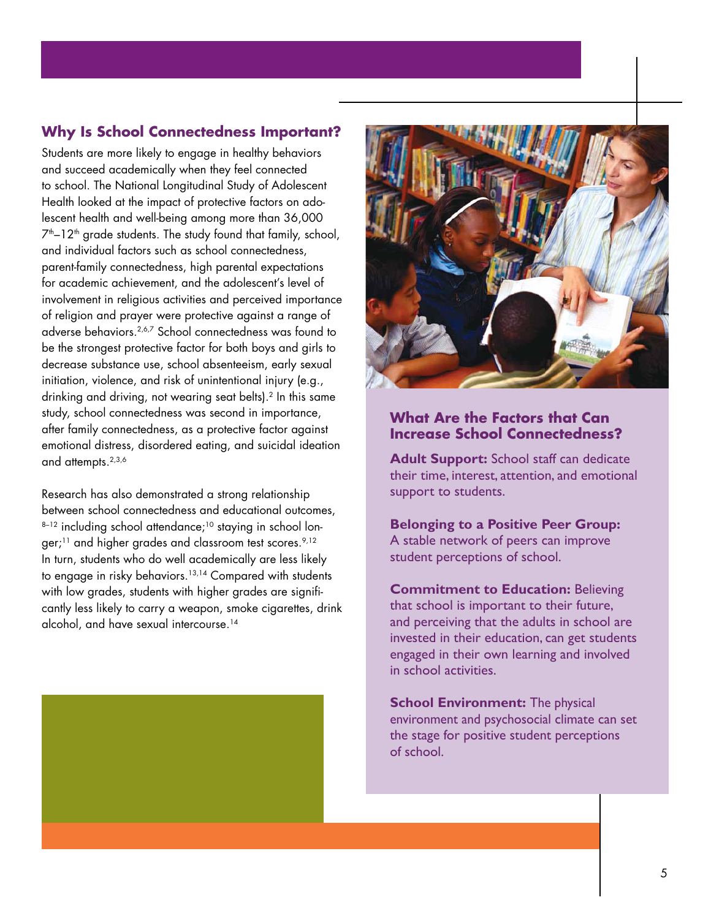## Why Is School Connectedness Important?

Students are more likely to engage in healthy behaviors and succeed academically when they feel connected to school. The National Longitudinal Study of Adolescent Health looked at the impact of protective factors on adolescent health and well-being among more than 36,000 7th–12th grade students. The study found that family, school, and individual factors such as school connectedness, parent-family connectedness, high parental expectations for academic achievement, and the adolescent's level of involvement in religious activities and perceived importance of religion and prayer were protective against a range of adverse behaviors.[2,6,7] School connectedness was found to be the strongest protective factor for both boys and girls to decrease substance use, school absenteeism, early sexual initiation, violence, and risk of unintentional injury (e.g., drinking and driving, not wearing seat belts).[2] In this same study, school connectedness was second in importance, after family connectedness, as a protective factor against emotional distress, disordered eating, and suicidal ideation and attempts.[2,3,6]

Research has also demonstrated a strong relationship between school connectedness and educational outcomes,[8–12] including school attendance;[10] staying in school longer;[11] and higher grades and classroom test scores.[9,12] In turn, students who do well academically are less likely to engage in risky behaviors.[13,14] Compared with students with low grades, students with higher grades are significantly less likely to carry a weapon, smoke cigarettes, drink alcohol, and have sexual intercourse.[14]

## What Are the Factors that Can Increase School Connectedness?

**Adult Support:** School staff can dedicate their time, interest, attention, and emotional support to students.

**Belonging to a Positive Peer Group:** A stable network of peers can improve student perceptions of school.

**Commitment to Education:** Believing that school is important to their future, and perceiving that the adults in school are invested in their education, can get students engaged in their own learning and involved in school activities.

**School Environment:** The physical environment and psychosocial climate can set the stage for positive student perceptions of school.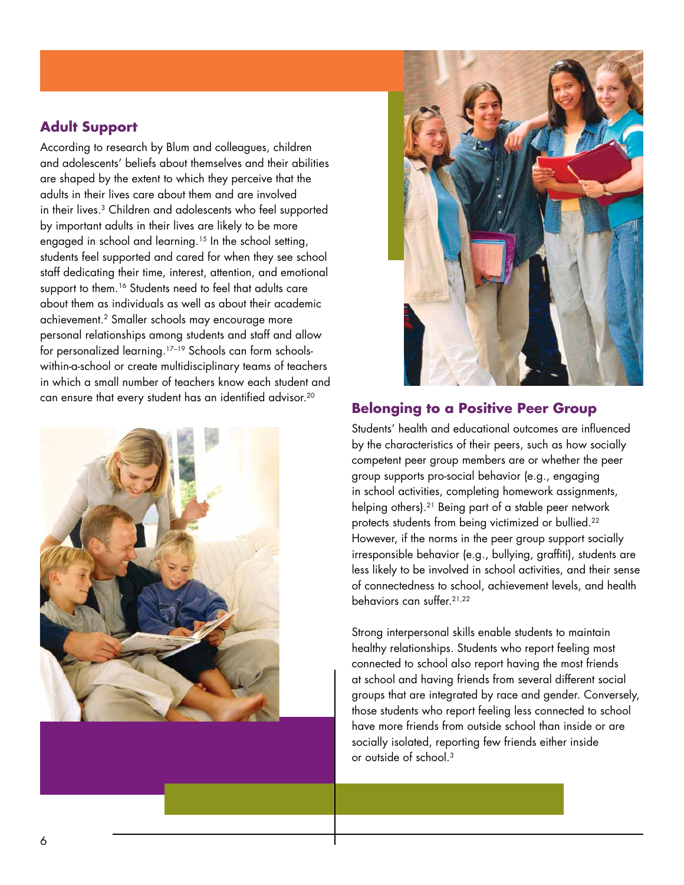## Adult Support

According to research by Blum and colleagues, children and adolescents' beliefs about themselves and their abilities are shaped by the extent to which they perceive that the adults in their lives care about them and are involved in their lives.[3] Children and adolescents who feel supported by important adults in their lives are likely to be more engaged in school and learning.[15] In the school setting, students feel supported and cared for when they see school staff dedicating their time, interest, attention, and emotional support to them.[16] Students need to feel that adults care about them as individuals as well as about their academic achievement.[2] Smaller schools may encourage more personal relationships among students and staff and allow for personalized learning.[17–19] Schools can form schools-within-a-school or create multidisciplinary teams of teachers in which a small number of teachers know each student and can ensure that every student has an identified advisor.[20]

## Belonging to a Positive Peer Group

Students' health and educational outcomes are influenced by the characteristics of their peers, such as how socially competent peer group members are or whether the peer group supports pro-social behavior (e.g., engaging in school activities, completing homework assignments, helping others).[21] Being part of a stable peer network protects students from being victimized or bullied.[22] However, if the norms in the peer group support socially irresponsible behavior (e.g., bullying, graffiti), students are less likely to be involved in school activities, and their sense of connectedness to school, achievement levels, and health behaviors can suffer.[21,22]

Strong interpersonal skills enable students to maintain healthy relationships. Students who report feeling most connected to school also report having the most friends at school and having friends from several different social groups that are integrated by race and gender. Conversely, those students who report feeling less connected to school have more friends from outside school than inside or are socially isolated, reporting few friends either inside or outside of school.[3]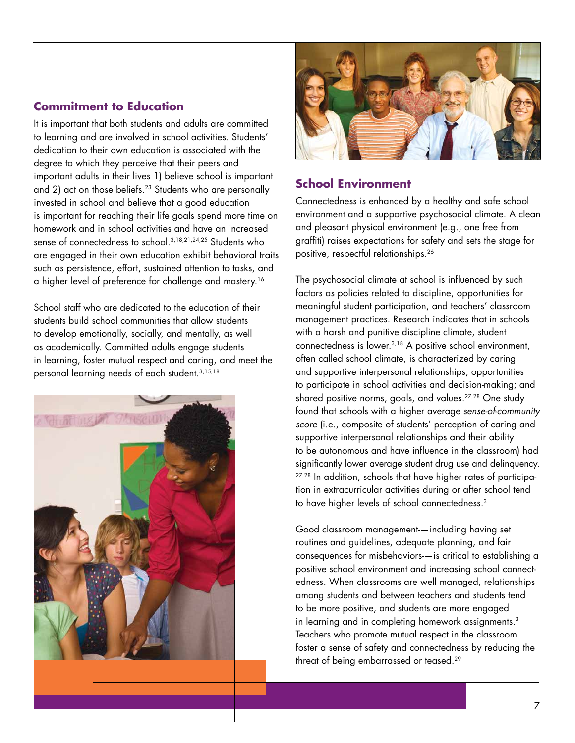## Commitment to Education

It is important that both students and adults are committed to learning and are involved in school activities. Students' dedication to their own education is associated with the degree to which they perceive that their peers and important adults in their lives 1) believe school is important and 2) act on those beliefs.[23] Students who are personally invested in school and believe that a good education is important for reaching their life goals spend more time on homework and in school activities and have an increased sense of connectedness to school.[3,18,21,24,25] Students who are engaged in their own education exhibit behavioral traits such as persistence, effort, sustained attention to tasks, and a higher level of preference for challenge and mastery.[16]

School staff who are dedicated to the education of their students build school communities that allow students to develop emotionally, socially, and mentally, as well as academically. Committed adults engage students in learning, foster mutual respect and caring, and meet the personal learning needs of each student.[3,15,18]

## School Environment

Connectedness is enhanced by a healthy and safe school environment and a supportive psychosocial climate. A clean and pleasant physical environment (e.g., one free from graffiti) raises expectations for safety and sets the stage for positive, respectful relationships.[26]

The psychosocial climate at school is influenced by such factors as policies related to discipline, opportunities for meaningful student participation, and teachers' classroom management practices. Research indicates that in schools with a harsh and punitive discipline climate, student connectedness is lower.[3,18] A positive school environment, often called school climate, is characterized by caring and supportive interpersonal relationships; opportunities to participate in school activities and decision-making; and shared positive norms, goals, and values.[27,28] One study found that schools with a higher average *sense-of-community score* (i.e., composite of students' perception of caring and supportive interpersonal relationships and their ability to be autonomous and have influence in the classroom) had significantly lower average student drug use and delinquency.[27,28] In addition, schools that have higher rates of participation in extracurricular activities during or after school tend to have higher levels of school connectedness.[3]

Good classroom management—including having set routines and guidelines, adequate planning, and fair consequences for misbehaviors—is critical to establishing a positive school environment and increasing school connectedness. When classrooms are well managed, relationships among students and between teachers and students tend to be more positive, and students are more engaged in learning and in completing homework assignments.[3] Teachers who promote mutual respect in the classroom foster a sense of safety and connectedness by reducing the threat of being embarrassed or teased.[29]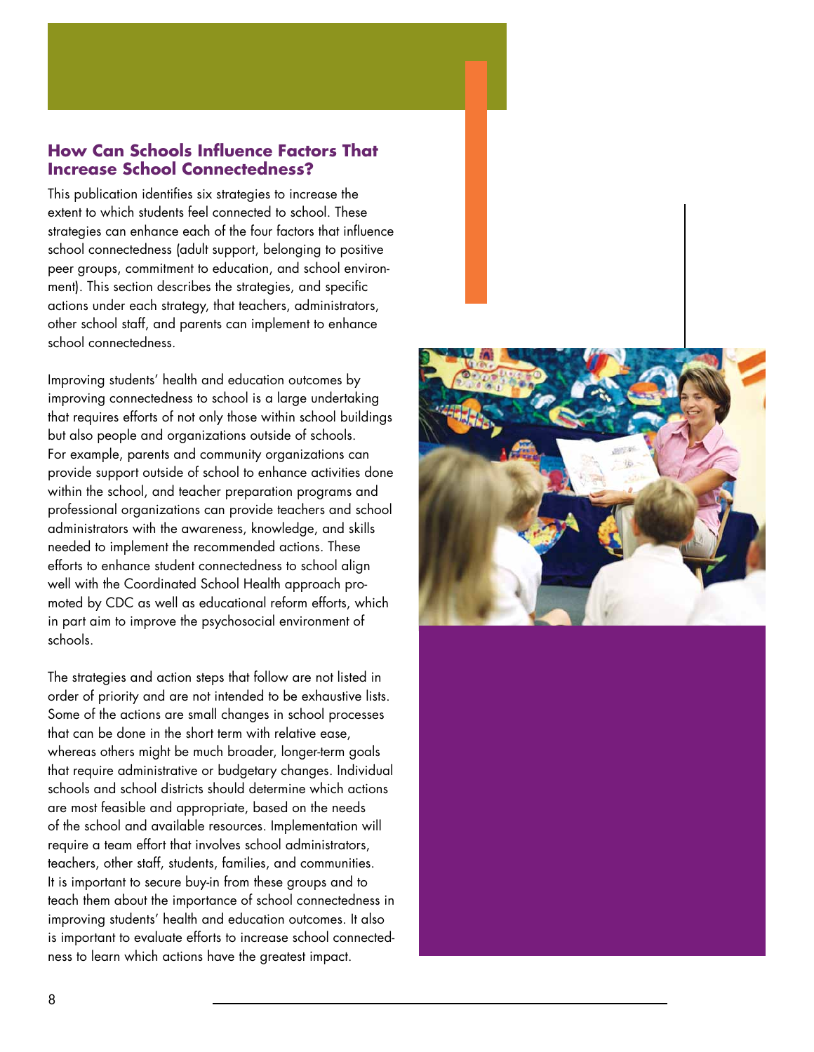## How Can Schools Influence Factors That Increase School Connectedness?

This publication identifies six strategies to increase the extent to which students feel connected to school. These strategies can enhance each of the four factors that influence school connectedness (adult support, belonging to positive peer groups, commitment to education, and school environment). This section describes the strategies, and specific actions under each strategy, that teachers, administrators, other school staff, and parents can implement to enhance school connectedness.

Improving students' health and education outcomes by improving connectedness to school is a large undertaking that requires efforts of not only those within school buildings but also people and organizations outside of schools. For example, parents and community organizations can provide support outside of school to enhance activities done within the school, and teacher preparation programs and professional organizations can provide teachers and school administrators with the awareness, knowledge, and skills needed to implement the recommended actions. These efforts to enhance student connectedness to school align well with the Coordinated School Health approach promoted by CDC as well as educational reform efforts, which in part aim to improve the psychosocial environment of schools.

The strategies and action steps that follow are not listed in order of priority and are not intended to be exhaustive lists. Some of the actions are small changes in school processes that can be done in the short term with relative ease, whereas others might be much broader, longer-term goals that require administrative or budgetary changes. Individual schools and school districts should determine which actions are most feasible and appropriate, based on the needs of the school and available resources. Implementation will require a team effort that involves school administrators, teachers, other staff, students, families, and communities. It is important to secure buy-in from these groups and to teach them about the importance of school connectedness in improving students' health and education outcomes. It also is important to evaluate efforts to increase school connectedness to learn which actions have the greatest impact.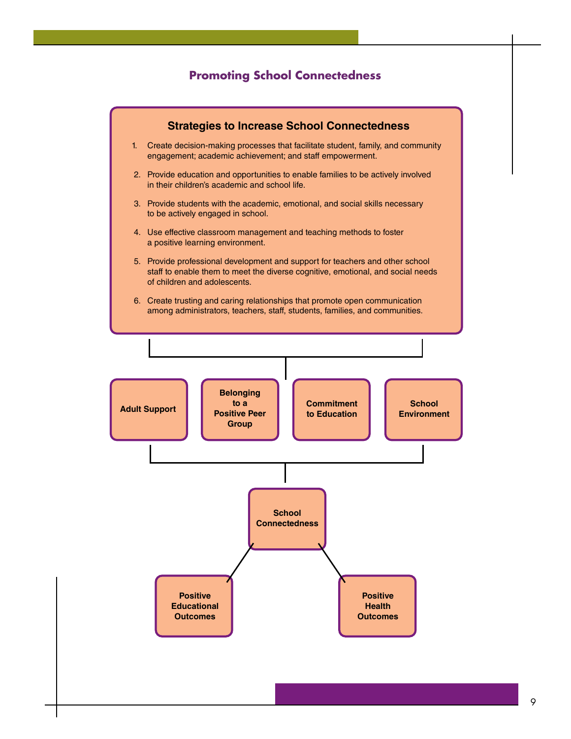## Promoting School Connectedness

### Strategies to Increase School Connectedness

1. Create decision-making processes that facilitate student, family, and community engagement; academic achievement; and staff empowerment.
2. Provide education and opportunities to enable families to be actively involved in their children's academic and school life.
3. Provide students with the academic, emotional, and social skills necessary to be actively engaged in school.
4. Use effective classroom management and teaching methods to foster a positive learning environment.
5. Provide professional development and support for teachers and other school staff to enable them to meet the diverse cognitive, emotional, and social needs of children and adolescents.
6. Create trusting and caring relationships that promote open communication among administrators, teachers, staff, students, families, and communities.

**Adult Support** | **Belonging to a Positive Peer Group** | **Commitment to Education** | **School Environment**

**School Connectedness**

**Positive Educational Outcomes** | **Positive Health Outcomes**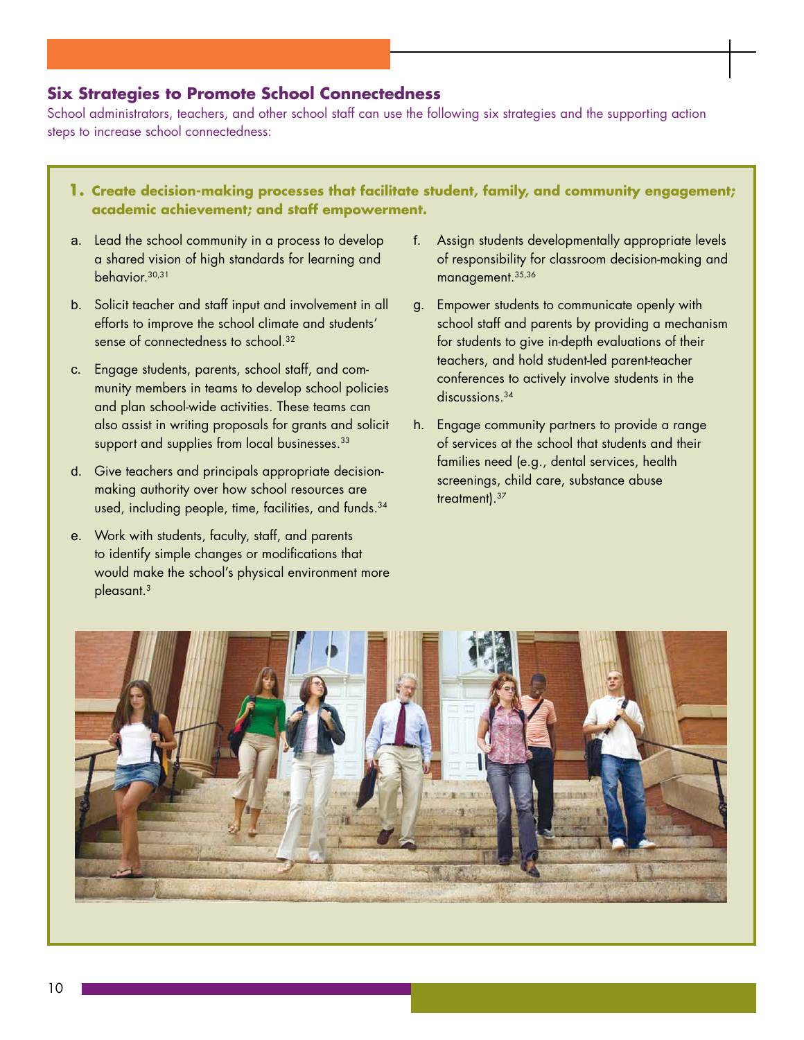## Six Strategies to Promote School Connectedness

School administrators, teachers, and other school staff can use the following six strategies and the supporting action steps to increase school connectedness:

### 1. Create decision-making processes that facilitate student, family, and community engagement; academic achievement; and staff empowerment.

a. Lead the school community in a process to develop a shared vision of high standards for learning and behavior.[30,31]

b. Solicit teacher and staff input and involvement in all efforts to improve the school climate and students' sense of connectedness to school.[32]

c. Engage students, parents, school staff, and community members in teams to develop school policies and plan school-wide activities. These teams can also assist in writing proposals for grants and solicit support and supplies from local businesses.[33]

d. Give teachers and principals appropriate decision-making authority over how school resources are used, including people, time, facilities, and funds.[34]

e. Work with students, faculty, staff, and parents to identify simple changes or modifications that would make the school's physical environment more pleasant.[3]

f. Assign students developmentally appropriate levels of responsibility for classroom decision-making and management.[35,36]

g. Empower students to communicate openly with school staff and parents by providing a mechanism for students to give in-depth evaluations of their teachers, and hold student-led parent-teacher conferences to actively involve students in the discussions.[34]

h. Engage community partners to provide a range of services at the school that students and their families need (e.g., dental services, health screenings, child care, substance abuse treatment).[37]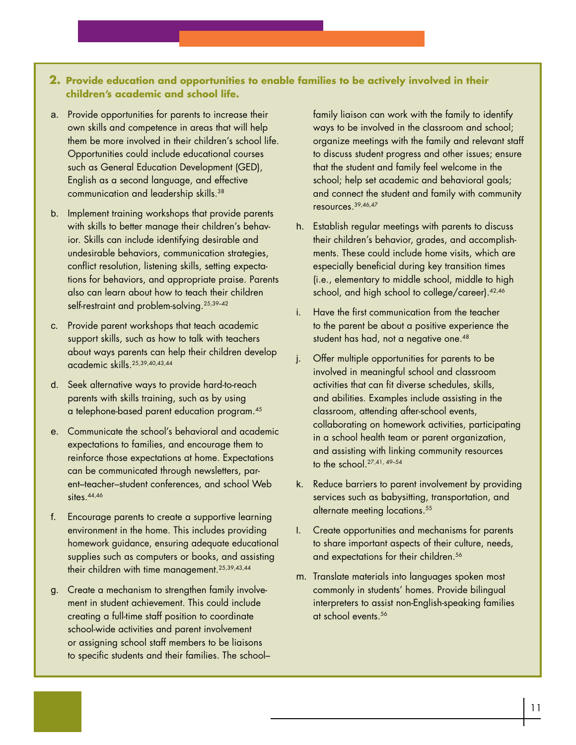**2. Provide education and opportunities to enable families to be actively involved in their children's academic and school life.**

a. Provide opportunities for parents to increase their own skills and competence in areas that will help them be more involved in their children's school life. Opportunities could include educational courses such as General Education Development (GED), English as a second language, and effective communication and leadership skills.[38]

b. Implement training workshops that provide parents with skills to better manage their children's behavior. Skills can include identifying desirable and undesirable behaviors, communication strategies, conflict resolution, listening skills, setting expectations for behaviors, and appropriate praise. Parents also can learn about how to teach their children self-restraint and problem-solving.[25,39–42]

c. Provide parent workshops that teach academic support skills, such as how to talk with teachers about ways parents can help their children develop academic skills.[25,39,40,43,44]

d. Seek alternative ways to provide hard-to-reach parents with skills training, such as by using a telephone-based parent education program.[45]

e. Communicate the school's behavioral and academic expectations to families, and encourage them to reinforce those expectations at home. Expectations can be communicated through newsletters, parent–teacher–student conferences, and school Web sites.[44,46]

f. Encourage parents to create a supportive learning environment in the home. This includes providing homework guidance, ensuring adequate educational supplies such as computers or books, and assisting their children with time management.[25,39,43,44]

g. Create a mechanism to strengthen family involvement in student achievement. This could include creating a full-time staff position to coordinate school-wide activities and parent involvement or assigning school staff members to be liaisons to specific students and their families. The school–family liaison can work with the family to identify ways to be involved in the classroom and school; organize meetings with the family and relevant staff to discuss student progress and other issues; ensure that the student and family feel welcome in the school; help set academic and behavioral goals; and connect the student and family with community resources.[39,46,47]

h. Establish regular meetings with parents to discuss their children's behavior, grades, and accomplishments. These could include home visits, which are especially beneficial during key transition times (i.e., elementary to middle school, middle to high school, and high school to college/career).[42,46]

i. Have the first communication from the teacher to the parent be about a positive experience the student has had, not a negative one.[48]

j. Offer multiple opportunities for parents to be involved in meaningful school and classroom activities that can fit diverse schedules, skills, and abilities. Examples include assisting in the classroom, attending after-school events, collaborating on homework activities, participating in a school health team or parent organization, and assisting with linking community resources to the school.[27,41,49–54]

k. Reduce barriers to parent involvement by providing services such as babysitting, transportation, and alternate meeting locations.[55]

l. Create opportunities and mechanisms for parents to share important aspects of their culture, needs, and expectations for their children.[56]

m. Translate materials into languages spoken most commonly in students' homes. Provide bilingual interpreters to assist non-English-speaking families at school events.[56]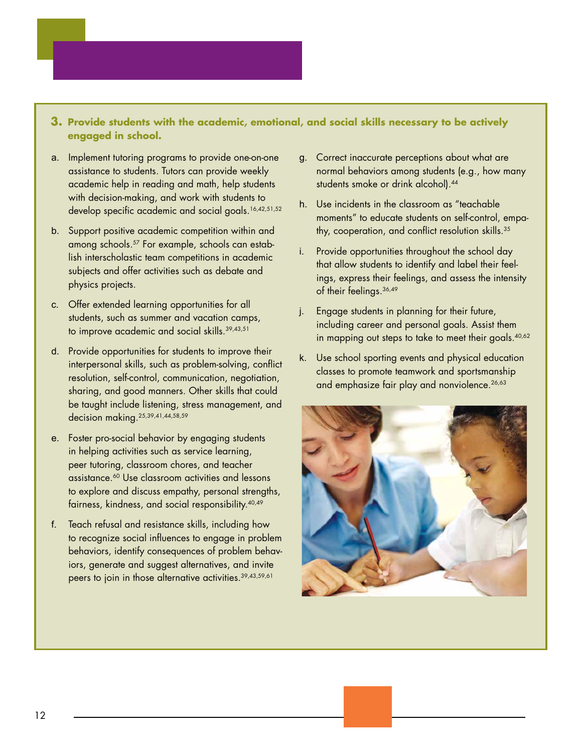### 3. Provide students with the academic, emotional, and social skills necessary to be actively engaged in school.

a. Implement tutoring programs to provide one-on-one assistance to students. Tutors can provide weekly academic help in reading and math, help students with decision-making, and work with students to develop specific academic and social goals.[16,42,51,52]

b. Support positive academic competition within and among schools.[57] For example, schools can establish interscholastic team competitions in academic subjects and offer activities such as debate and physics projects.

c. Offer extended learning opportunities for all students, such as summer and vacation camps, to improve academic and social skills.[39,43,51]

d. Provide opportunities for students to improve their interpersonal skills, such as problem-solving, conflict resolution, self-control, communication, negotiation, sharing, and good manners. Other skills that could be taught include listening, stress management, and decision making.[25,39,41,44,58,59]

e. Foster pro-social behavior by engaging students in helping activities such as service learning, peer tutoring, classroom chores, and teacher assistance.[60] Use classroom activities and lessons to explore and discuss empathy, personal strengths, fairness, kindness, and social responsibility.[40,49]

f. Teach refusal and resistance skills, including how to recognize social influences to engage in problem behaviors, identify consequences of problem behaviors, generate and suggest alternatives, and invite peers to join in those alternative activities.[39,43,59,61]

g. Correct inaccurate perceptions about what are normal behaviors among students (e.g., how many students smoke or drink alcohol).[44]

h. Use incidents in the classroom as "teachable moments" to educate students on self-control, empathy, cooperation, and conflict resolution skills.[35]

i. Provide opportunities throughout the school day that allow students to identify and label their feelings, express their feelings, and assess the intensity of their feelings.[36,49]

j. Engage students in planning for their future, including career and personal goals. Assist them in mapping out steps to take to meet their goals.[40,62]

k. Use school sporting events and physical education classes to promote teamwork and sportsmanship and emphasize fair play and nonviolence.[26,63]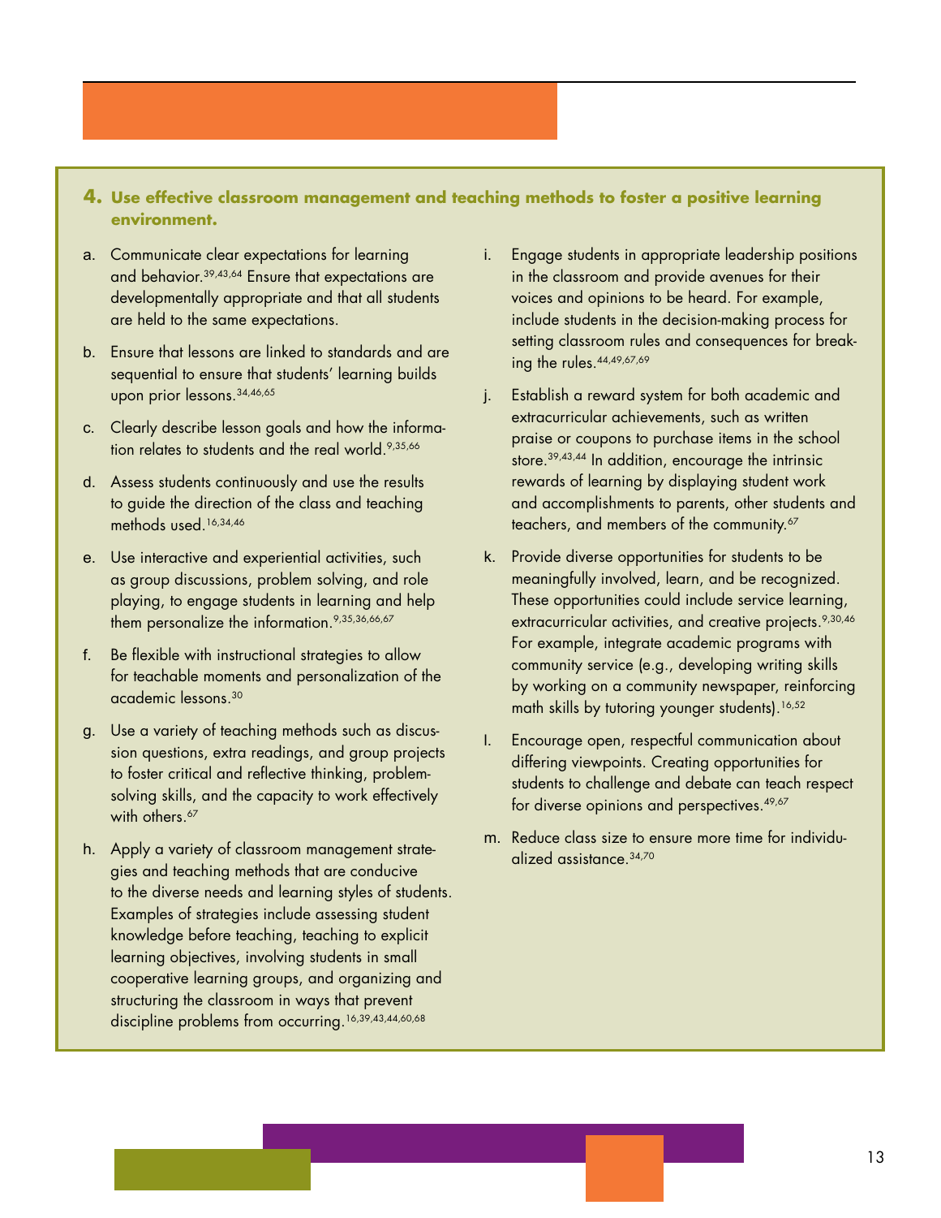### 4. Use effective classroom management and teaching methods to foster a positive learning environment.

a. Communicate clear expectations for learning and behavior.[39,43,64] Ensure that expectations are developmentally appropriate and that all students are held to the same expectations.

b. Ensure that lessons are linked to standards and are sequential to ensure that students' learning builds upon prior lessons.[34,46,65]

c. Clearly describe lesson goals and how the information relates to students and the real world.[9,35,66]

d. Assess students continuously and use the results to guide the direction of the class and teaching methods used.[16,34,46]

e. Use interactive and experiential activities, such as group discussions, problem solving, and role playing, to engage students in learning and help them personalize the information.[9,35,36,66,67]

f. Be flexible with instructional strategies to allow for teachable moments and personalization of the academic lessons.[30]

g. Use a variety of teaching methods such as discussion questions, extra readings, and group projects to foster critical and reflective thinking, problem-solving skills, and the capacity to work effectively with others.[67]

h. Apply a variety of classroom management strategies and teaching methods that are conducive to the diverse needs and learning styles of students. Examples of strategies include assessing student knowledge before teaching, teaching to explicit learning objectives, involving students in small cooperative learning groups, and organizing and structuring the classroom in ways that prevent discipline problems from occurring.[16,39,43,44,60,68]

i. Engage students in appropriate leadership positions in the classroom and provide avenues for their voices and opinions to be heard. For example, include students in the decision-making process for setting classroom rules and consequences for breaking the rules.[44,49,67,69]

j. Establish a reward system for both academic and extracurricular achievements, such as written praise or coupons to purchase items in the school store.[39,43,44] In addition, encourage the intrinsic rewards of learning by displaying student work and accomplishments to parents, other students and teachers, and members of the community.[67]

k. Provide diverse opportunities for students to be meaningfully involved, learn, and be recognized. These opportunities could include service learning, extracurricular activities, and creative projects.[9,30,46] For example, integrate academic programs with community service (e.g., developing writing skills by working on a community newspaper, reinforcing math skills by tutoring younger students).[16,52]

l. Encourage open, respectful communication about differing viewpoints. Creating opportunities for students to challenge and debate can teach respect for diverse opinions and perspectives.[49,67]

m. Reduce class size to ensure more time for individualized assistance.[34,70]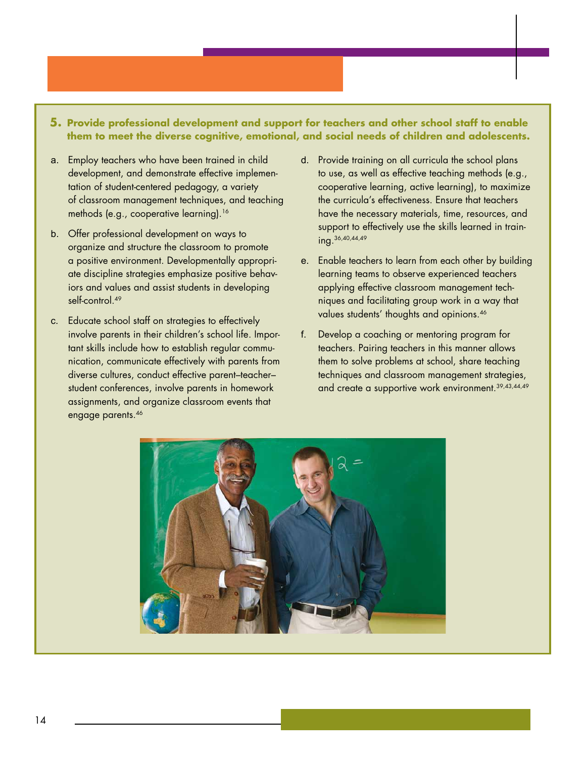**5. Provide professional development and support for teachers and other school staff to enable them to meet the diverse cognitive, emotional, and social needs of children and adolescents.**

a. Employ teachers who have been trained in child development, and demonstrate effective implementation of student-centered pedagogy, a variety of classroom management techniques, and teaching methods (e.g., cooperative learning).[16]

b. Offer professional development on ways to organize and structure the classroom to promote a positive environment. Developmentally appropriate discipline strategies emphasize positive behaviors and values and assist students in developing self-control.[49]

c. Educate school staff on strategies to effectively involve parents in their children's school life. Important skills include how to establish regular communication, communicate effectively with parents from diverse cultures, conduct effective parent–teacher–student conferences, involve parents in homework assignments, and organize classroom events that engage parents.[46]

d. Provide training on all curricula the school plans to use, as well as effective teaching methods (e.g., cooperative learning, active learning), to maximize the curricula's effectiveness. Ensure that teachers have the necessary materials, time, resources, and support to effectively use the skills learned in training.[36,40,44,49]

e. Enable teachers to learn from each other by building learning teams to observe experienced teachers applying effective classroom management techniques and facilitating group work in a way that values students' thoughts and opinions.[46]

f. Develop a coaching or mentoring program for teachers. Pairing teachers in this manner allows them to solve problems at school, share teaching techniques and classroom management strategies, and create a supportive work environment.[39,43,44,49]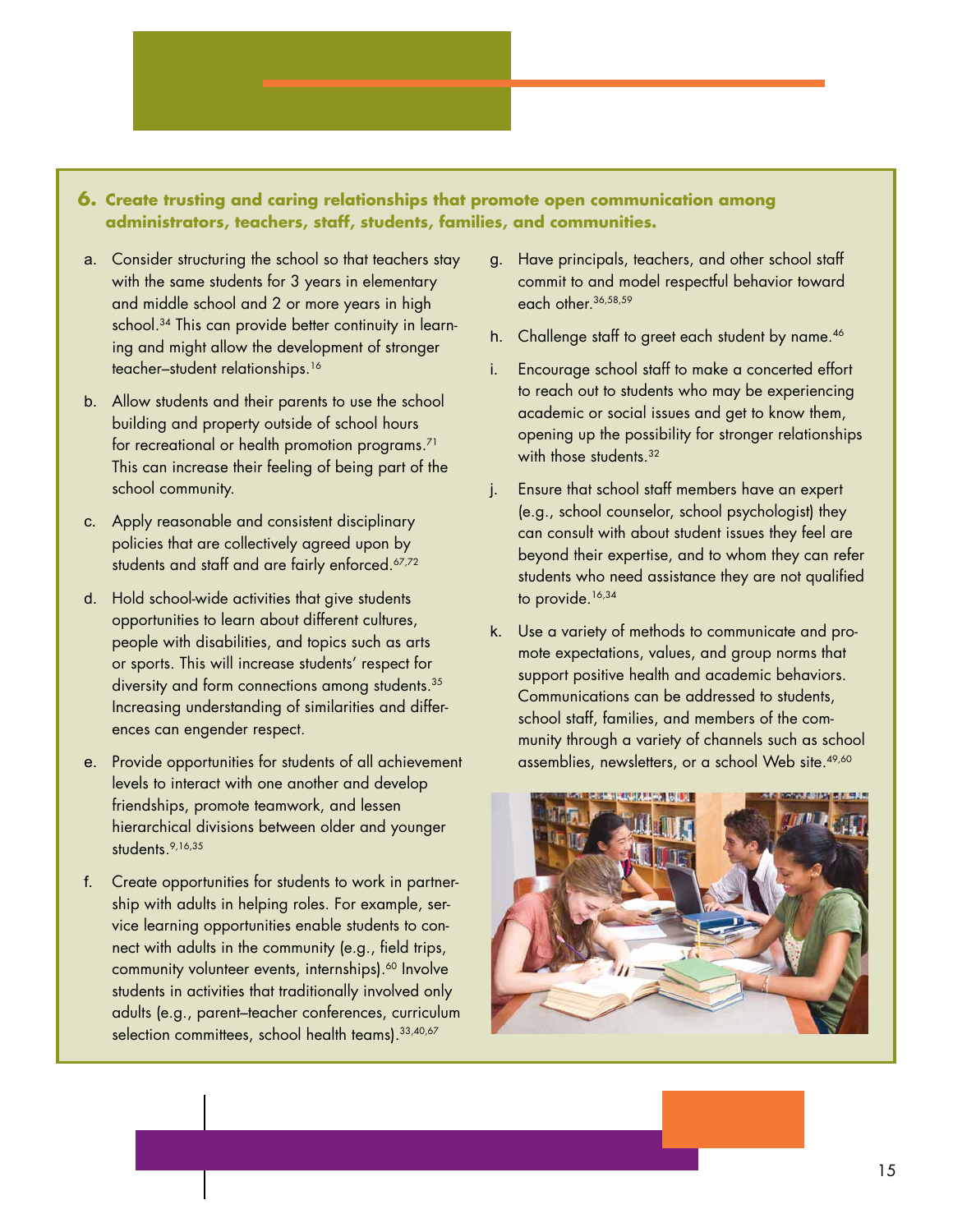**6. Create trusting and caring relationships that promote open communication among administrators, teachers, staff, students, families, and communities.**

a. Consider structuring the school so that teachers stay with the same students for 3 years in elementary and middle school and 2 or more years in high school.[34] This can provide better continuity in learning and might allow the development of stronger teacher–student relationships.[16]

b. Allow students and their parents to use the school building and property outside of school hours for recreational or health promotion programs.[71] This can increase their feeling of being part of the school community.

c. Apply reasonable and consistent disciplinary policies that are collectively agreed upon by students and staff and are fairly enforced.[67,72]

d. Hold school-wide activities that give students opportunities to learn about different cultures, people with disabilities, and topics such as arts or sports. This will increase students' respect for diversity and form connections among students.[35] Increasing understanding of similarities and differences can engender respect.

e. Provide opportunities for students of all achievement levels to interact with one another and develop friendships, promote teamwork, and lessen hierarchical divisions between older and younger students.[9,16,35]

f. Create opportunities for students to work in partnership with adults in helping roles. For example, service learning opportunities enable students to connect with adults in the community (e.g., field trips, community volunteer events, internships).[60] Involve students in activities that traditionally involved only adults (e.g., parent–teacher conferences, curriculum selection committees, school health teams).[33,40,67]

g. Have principals, teachers, and other school staff commit to and model respectful behavior toward each other.[36,58,59]

h. Challenge staff to greet each student by name.[46]

i. Encourage school staff to make a concerted effort to reach out to students who may be experiencing academic or social issues and get to know them, opening up the possibility for stronger relationships with those students.[32]

j. Ensure that school staff members have an expert (e.g., school counselor, school psychologist) they can consult with about student issues they feel are beyond their expertise, and to whom they can refer students who need assistance they are not qualified to provide.[16,34]

k. Use a variety of methods to communicate and promote expectations, values, and group norms that support positive health and academic behaviors. Communications can be addressed to students, school staff, families, and members of the community through a variety of channels such as school assemblies, newsletters, or a school Web site.[49,60]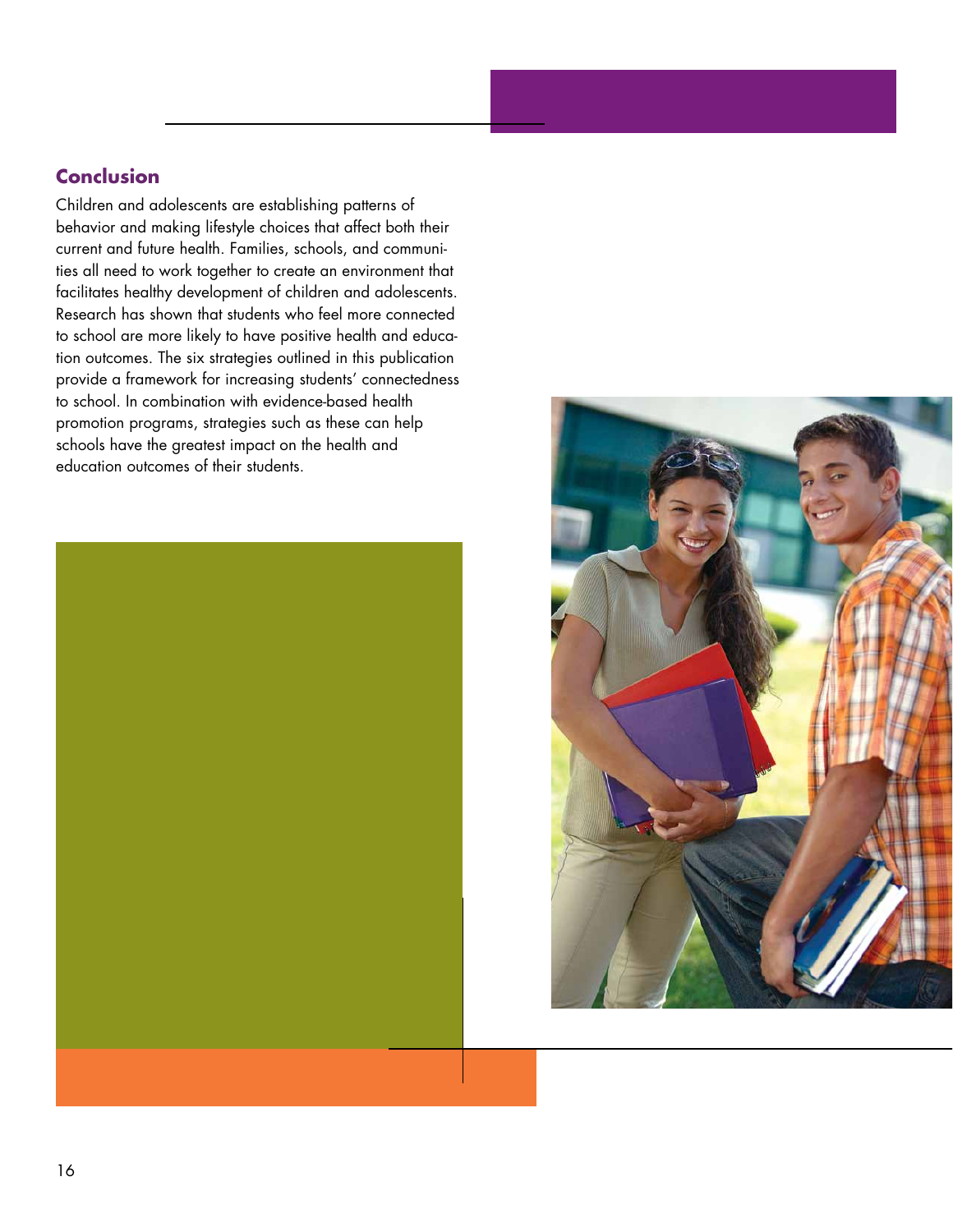## Conclusion

Children and adolescents are establishing patterns of behavior and making lifestyle choices that affect both their current and future health. Families, schools, and communities all need to work together to create an environment that facilitates healthy development of children and adolescents. Research has shown that students who feel more connected to school are more likely to have positive health and education outcomes. The six strategies outlined in this publication provide a framework for increasing students' connectedness to school. In combination with evidence-based health promotion programs, strategies such as these can help schools have the greatest impact on the health and education outcomes of their students.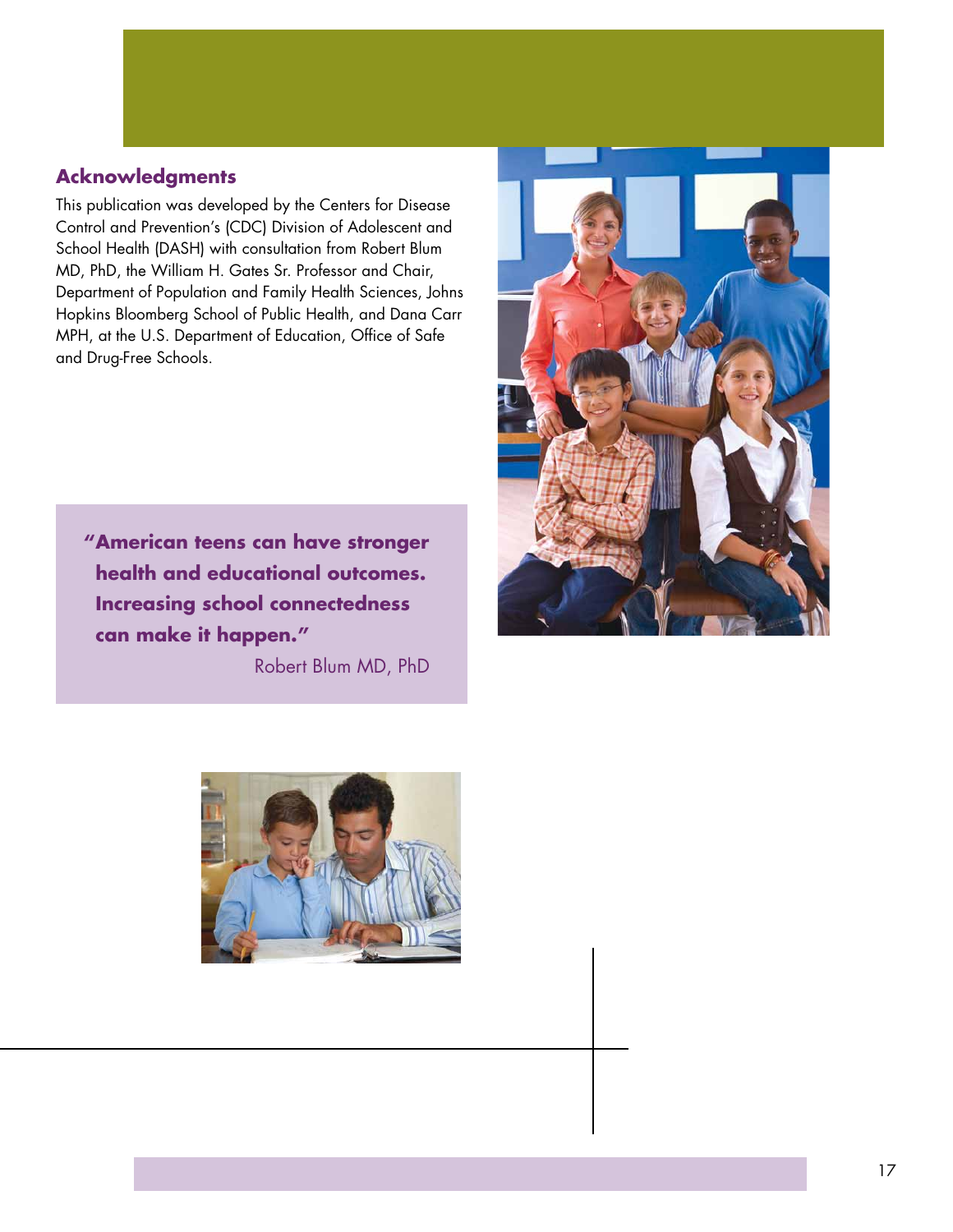## Acknowledgments

This publication was developed by the Centers for Disease Control and Prevention's (CDC) Division of Adolescent and School Health (DASH) with consultation from Robert Blum MD, PhD, the William H. Gates Sr. Professor and Chair, Department of Population and Family Health Sciences, Johns Hopkins Bloomberg School of Public Health, and Dana Carr MPH, at the U.S. Department of Education, Office of Safe and Drug-Free Schools.

> **"American teens can have stronger health and educational outcomes. Increasing school connectedness can make it happen."**
>
> Robert Blum MD, PhD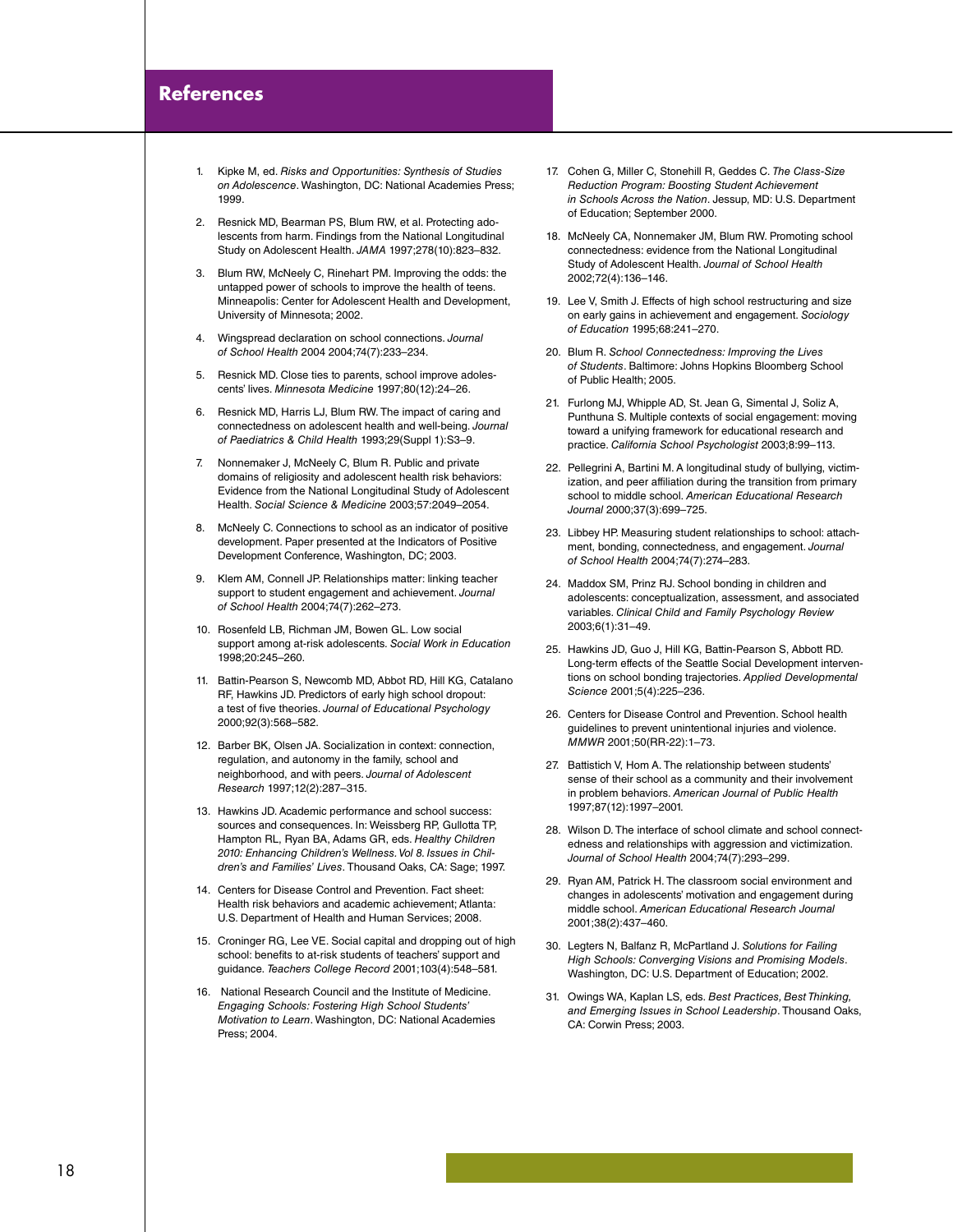# References

1. Kipke M, ed. *Risks and Opportunities: Synthesis of Studies on Adolescence*. Washington, DC: National Academies Press; 1999.

2. Resnick MD, Bearman PS, Blum RW, et al. Protecting adolescents from harm. Findings from the National Longitudinal Study on Adolescent Health. *JAMA* 1997;278(10):823–832.

3. Blum RW, McNeely C, Rinehart PM. Improving the odds: the untapped power of schools to improve the health of teens. Minneapolis: Center for Adolescent Health and Development, University of Minnesota; 2002.

4. Wingspread declaration on school connections. *Journal of School Health* 2004 2004;74(7):233–234.

5. Resnick MD. Close ties to parents, school improve adolescents' lives. *Minnesota Medicine* 1997;80(12):24–26.

6. Resnick MD, Harris LJ, Blum RW. The impact of caring and connectedness on adolescent health and well-being. *Journal of Paediatrics & Child Health* 1993;29(Suppl 1):S3–9.

7. Nonnemaker J, McNeely C, Blum R. Public and private domains of religiosity and adolescent health risk behaviors: Evidence from the National Longitudinal Study of Adolescent Health. *Social Science & Medicine* 2003;57:2049–2054.

8. McNeely C. Connections to school as an indicator of positive development. Paper presented at the Indicators of Positive Development Conference, Washington, DC; 2003.

9. Klem AM, Connell JP. Relationships matter: linking teacher support to student engagement and achievement. *Journal of School Health* 2004;74(7):262–273.

10. Rosenfeld LB, Richman JM, Bowen GL. Low social support among at-risk adolescents. *Social Work in Education* 1998;20:245–260.

11. Battin-Pearson S, Newcomb MD, Abbot RD, Hill KG, Catalano RF, Hawkins JD. Predictors of early high school dropout: a test of five theories. *Journal of Educational Psychology* 2000;92(3):568–582.

12. Barber BK, Olsen JA. Socialization in context: connection, regulation, and autonomy in the family, school and neighborhood, and with peers. *Journal of Adolescent Research* 1997;12(2):287–315.

13. Hawkins JD. Academic performance and school success: sources and consequences. In: Weissberg RP, Gullotta TP, Hampton RL, Ryan BA, Adams GR, eds. *Healthy Children 2010: Enhancing Children's Wellness. Vol 8. Issues in Children's and Families' Lives*. Thousand Oaks, CA: Sage; 1997.

14. Centers for Disease Control and Prevention. Fact sheet: Health risk behaviors and academic achievement; Atlanta: U.S. Department of Health and Human Services; 2008.

15. Croninger RG, Lee VE. Social capital and dropping out of high school: benefits to at-risk students of teachers' support and guidance. *Teachers College Record* 2001;103(4):548–581.

16. National Research Council and the Institute of Medicine. *Engaging Schools: Fostering High School Students' Motivation to Learn*. Washington, DC: National Academies Press; 2004.

17. Cohen G, Miller C, Stonehill R, Geddes C. *The Class-Size Reduction Program: Boosting Student Achievement in Schools Across the Nation*. Jessup, MD: U.S. Department of Education; September 2000.

18. McNeely CA, Nonnemaker JM, Blum RW. Promoting school connectedness: evidence from the National Longitudinal Study of Adolescent Health. *Journal of School Health* 2002;72(4):136–146.

19. Lee V, Smith J. Effects of high school restructuring and size on early gains in achievement and engagement. *Sociology of Education* 1995;68:241–270.

20. Blum R. *School Connectedness: Improving the Lives of Students*. Baltimore: Johns Hopkins Bloomberg School of Public Health; 2005.

21. Furlong MJ, Whipple AD, St. Jean G, Simental J, Soliz A, Punthuna S. Multiple contexts of social engagement: moving toward a unifying framework for educational research and practice. *California School Psychologist* 2003;8:99–113.

22. Pellegrini A, Bartini M. A longitudinal study of bullying, victimization, and peer affiliation during the transition from primary school to middle school. *American Educational Research Journal* 2000;37(3):699–725.

23. Libbey HP. Measuring student relationships to school: attachment, bonding, connectedness, and engagement. *Journal of School Health* 2004;74(7):274–283.

24. Maddox SM, Prinz RJ. School bonding in children and adolescents: conceptualization, assessment, and associated variables. *Clinical Child and Family Psychology Review* 2003;6(1):31–49.

25. Hawkins JD, Guo J, Hill KG, Battin-Pearson S, Abbott RD. Long-term effects of the Seattle Social Development interventions on school bonding trajectories. *Applied Developmental Science* 2001;5(4):225–236.

26. Centers for Disease Control and Prevention. School health guidelines to prevent unintentional injuries and violence. *MMWR* 2001;50(RR-22):1–73.

27. Battistich V, Hom A. The relationship between students' sense of their school as a community and their involvement in problem behaviors. *American Journal of Public Health* 1997;87(12):1997–2001.

28. Wilson D. The interface of school climate and school connectedness and relationships with aggression and victimization. *Journal of School Health* 2004;74(7):293–299.

29. Ryan AM, Patrick H. The classroom social environment and changes in adolescents' motivation and engagement during middle school. *American Educational Research Journal* 2001;38(2):437–460.

30. Legters N, Balfanz R, McPartland J. *Solutions for Failing High Schools: Converging Visions and Promising Models*. Washington, DC: U.S. Department of Education; 2002.

31. Owings WA, Kaplan LS, eds. *Best Practices, Best Thinking, and Emerging Issues in School Leadership*. Thousand Oaks, CA: Corwin Press; 2003.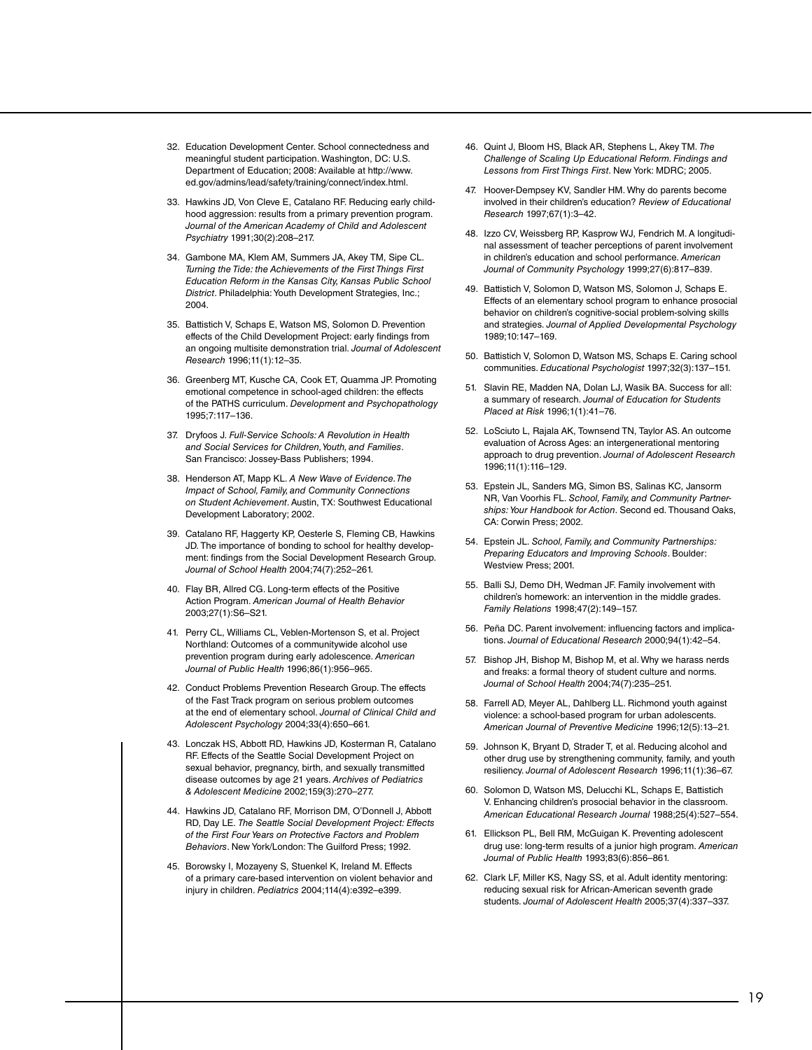32. Education Development Center. School connectedness and meaningful student participation. Washington, DC: U.S. Department of Education; 2008: Available at http://www.ed.gov/admins/lead/safety/training/connect/index.html.

33. Hawkins JD, Von Cleve E, Catalano RF. Reducing early childhood aggression: results from a primary prevention program. *Journal of the American Academy of Child and Adolescent Psychiatry* 1991;30(2):208–217.

34. Gambone MA, Klem AM, Summers JA, Akey TM, Sipe CL. *Turning the Tide: the Achievements of the First Things First Education Reform in the Kansas City, Kansas Public School District*. Philadelphia: Youth Development Strategies, Inc.; 2004.

35. Battistich V, Schaps E, Watson MS, Solomon D. Prevention effects of the Child Development Project: early findings from an ongoing multisite demonstration trial. *Journal of Adolescent Research* 1996;11(1):12–35.

36. Greenberg MT, Kusche CA, Cook ET, Quamma JP. Promoting emotional competence in school-aged children: the effects of the PATHS curriculum. *Development and Psychopathology* 1995;7:117–136.

37. Dryfoos J. *Full-Service Schools: A Revolution in Health and Social Services for Children, Youth, and Families*. San Francisco: Jossey-Bass Publishers; 1994.

38. Henderson AT, Mapp KL. *A New Wave of Evidence. The Impact of School, Family, and Community Connections on Student Achievement*. Austin, TX: Southwest Educational Development Laboratory; 2002.

39. Catalano RF, Haggerty KP, Oesterle S, Fleming CB, Hawkins JD. The importance of bonding to school for healthy development: findings from the Social Development Research Group. *Journal of School Health* 2004;74(7):252–261.

40. Flay BR, Allred CG. Long-term effects of the Positive Action Program. *American Journal of Health Behavior* 2003;27(1):S6–S21.

41. Perry CL, Williams CL, Veblen-Mortenson S, et al. Project Northland: Outcomes of a communitywide alcohol use prevention program during early adolescence. *American Journal of Public Health* 1996;86(1):956–965.

42. Conduct Problems Prevention Research Group. The effects of the Fast Track program on serious problem outcomes at the end of elementary school. *Journal of Clinical Child and Adolescent Psychology* 2004;33(4):650–661.

43. Lonczak HS, Abbott RD, Hawkins JD, Kosterman R, Catalano RF. Effects of the Seattle Social Development Project on sexual behavior, pregnancy, birth, and sexually transmitted disease outcomes by age 21 years. *Archives of Pediatrics & Adolescent Medicine* 2002;159(3):270–277.

44. Hawkins JD, Catalano RF, Morrison DM, O'Donnell J, Abbott RD, Day LE. *The Seattle Social Development Project: Effects of the First Four Years on Protective Factors and Problem Behaviors*. New York/London: The Guilford Press; 1992.

45. Borowsky I, Mozayeny S, Stuenkel K, Ireland M. Effects of a primary care-based intervention on violent behavior and injury in children. *Pediatrics* 2004;114(4):e392–e399.

46. Quint J, Bloom HS, Black AR, Stephens L, Akey TM. *The Challenge of Scaling Up Educational Reform. Findings and Lessons from First Things First*. New York: MDRC; 2005.

47. Hoover-Dempsey KV, Sandler HM. Why do parents become involved in their children's education? *Review of Educational Research* 1997;67(1):3–42.

48. Izzo CV, Weissberg RP, Kasprow WJ, Fendrich M. A longitudinal assessment of teacher perceptions of parent involvement in children's education and school performance. *American Journal of Community Psychology* 1999;27(6):817–839.

49. Battistich V, Solomon D, Watson MS, Solomon J, Schaps E. Effects of an elementary school program to enhance prosocial behavior on children's cognitive-social problem-solving skills and strategies. *Journal of Applied Developmental Psychology* 1989;10:147–169.

50. Battistich V, Solomon D, Watson MS, Schaps E. Caring school communities. *Educational Psychologist* 1997;32(3):137–151.

51. Slavin RE, Madden NA, Dolan LJ, Wasik BA. Success for all: a summary of research. *Journal of Education for Students Placed at Risk* 1996;1(1):41–76.

52. LoSciuto L, Rajala AK, Townsend TN, Taylor AS. An outcome evaluation of Across Ages: an intergenerational mentoring approach to drug prevention. *Journal of Adolescent Research* 1996;11(1):116–129.

53. Epstein JL, Sanders MG, Simon BS, Salinas KC, Jansorm NR, Van Voorhis FL. *School, Family, and Community Partnerships: Your Handbook for Action*. Second ed. Thousand Oaks, CA: Corwin Press; 2002.

54. Epstein JL. *School, Family, and Community Partnerships: Preparing Educators and Improving Schools*. Boulder: Westview Press; 2001.

55. Balli SJ, Demo DH, Wedman JF. Family involvement with children's homework: an intervention in the middle grades. *Family Relations* 1998;47(2):149–157.

56. Peña DC. Parent involvement: influencing factors and implications. *Journal of Educational Research* 2000;94(1):42–54.

57. Bishop JH, Bishop M, Bishop M, et al. Why we harass nerds and freaks: a formal theory of student culture and norms. *Journal of School Health* 2004;74(7):235–251.

58. Farrell AD, Meyer AL, Dahlberg LL. Richmond youth against violence: a school-based program for urban adolescents. *American Journal of Preventive Medicine* 1996;12(5):13–21.

59. Johnson K, Bryant D, Strader T, et al. Reducing alcohol and other drug use by strengthening community, family, and youth resiliency. *Journal of Adolescent Research* 1996;11(1):36–67.

60. Solomon D, Watson MS, Delucchi KL, Schaps E, Battistich V. Enhancing children's prosocial behavior in the classroom. *American Educational Research Journal* 1988;25(4):527–554.

61. Ellickson PL, Bell RM, McGuigan K. Preventing adolescent drug use: long-term results of a junior high program. *American Journal of Public Health* 1993;83(6):856–861.

62. Clark LF, Miller KS, Nagy SS, et al. Adult identity mentoring: reducing sexual risk for African-American seventh grade students. *Journal of Adolescent Health* 2005;37(4):337–337.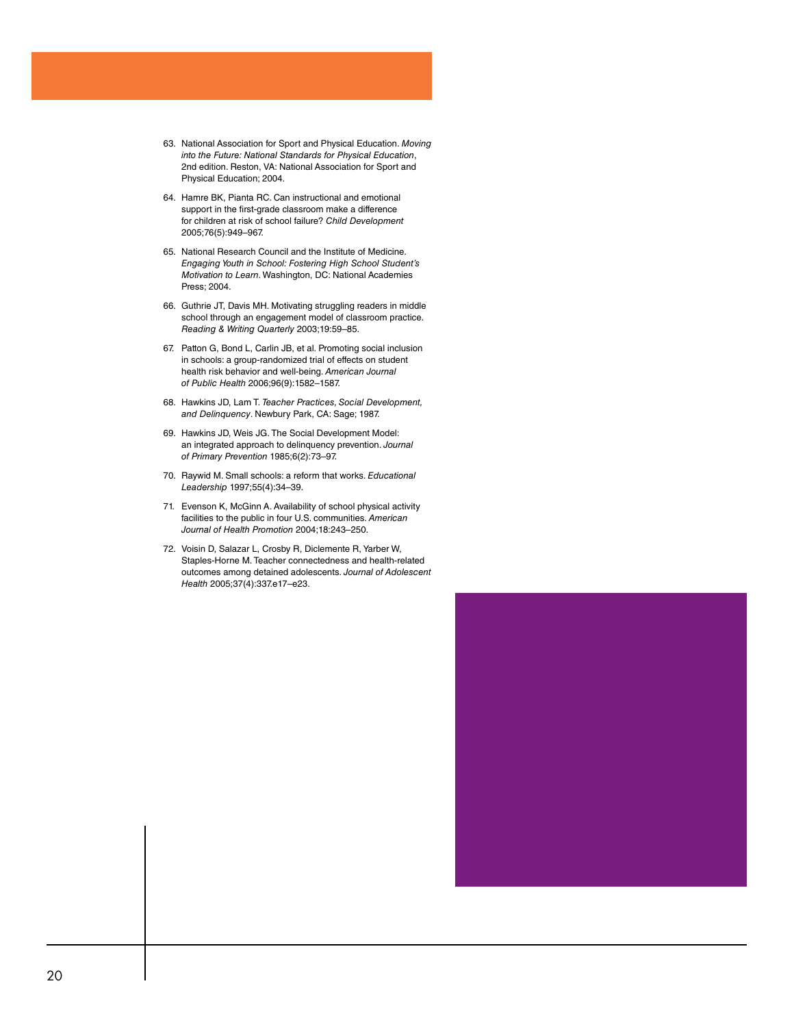63. National Association for Sport and Physical Education. *Moving into the Future: National Standards for Physical Education*, 2nd edition. Reston, VA: National Association for Sport and Physical Education; 2004.

64. Hamre BK, Pianta RC. Can instructional and emotional support in the first-grade classroom make a difference for children at risk of school failure? *Child Development* 2005;76(5):949–967.

65. National Research Council and the Institute of Medicine. *Engaging Youth in School: Fostering High School Student's Motivation to Learn*. Washington, DC: National Academies Press; 2004.

66. Guthrie JT, Davis MH. Motivating struggling readers in middle school through an engagement model of classroom practice. *Reading & Writing Quarterly* 2003;19:59–85.

67. Patton G, Bond L, Carlin JB, et al. Promoting social inclusion in schools: a group-randomized trial of effects on student health risk behavior and well-being. *American Journal of Public Health* 2006;96(9):1582–1587.

68. Hawkins JD, Lam T. *Teacher Practices, Social Development, and Delinquency*. Newbury Park, CA: Sage; 1987.

69. Hawkins JD, Weis JG. The Social Development Model: an integrated approach to delinquency prevention. *Journal of Primary Prevention* 1985;6(2):73–97.

70. Raywid M. Small schools: a reform that works. *Educational Leadership* 1997;55(4):34–39.

71. Evenson K, McGinn A. Availability of school physical activity facilities to the public in four U.S. communities. *American Journal of Health Promotion* 2004;18:243–250.

72. Voisin D, Salazar L, Crosby R, Diclemente R, Yarber W, Staples-Horne M. Teacher connectedness and health-related outcomes among detained adolescents. *Journal of Adolescent Health* 2005;37(4):337.e17–e23.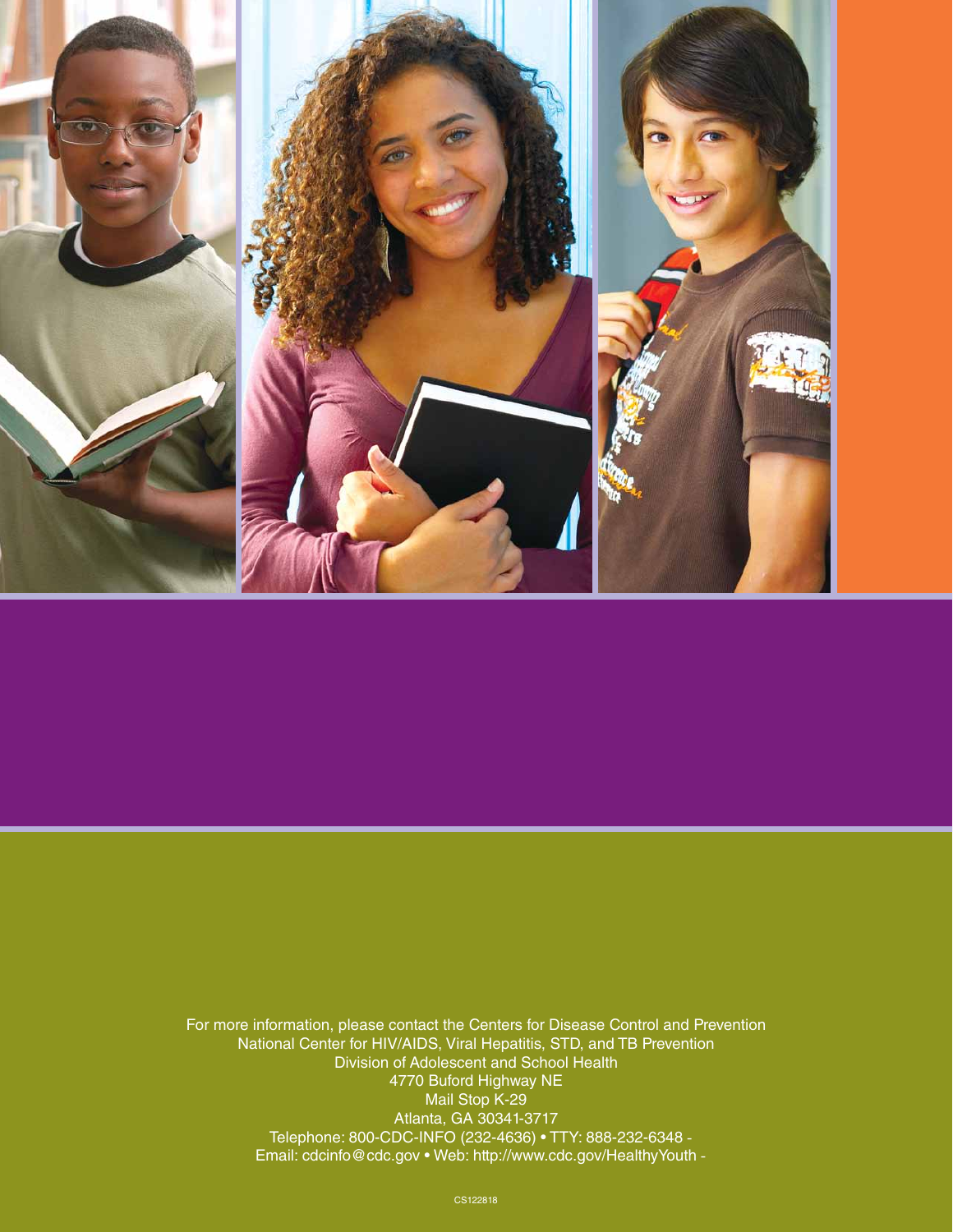For more information, please contact the Centers for Disease Control and Prevention
National Center for HIV/AIDS, Viral Hepatitis, STD, and TB Prevention
Division of Adolescent and School Health
4770 Buford Highway NE
Mail Stop K-29
Atlanta, GA 30341-3717
Telephone: 800-CDC-INFO (232-4636) • TTY: 888-232-6348 -
Email: cdcinfo@cdc.gov • Web: http://www.cdc.gov/HealthyYouth -

CS122818